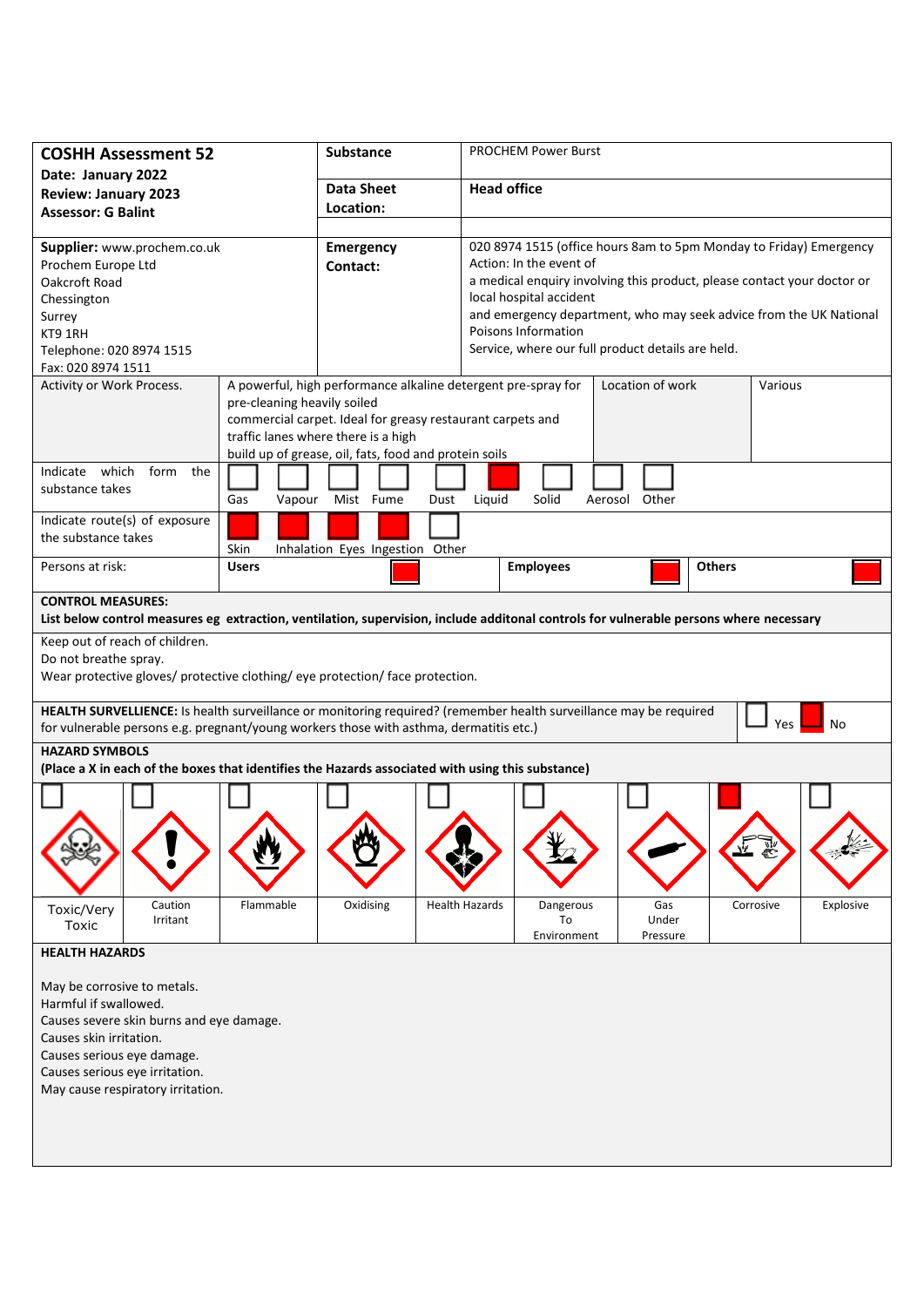| **COSHH Assessment 52** <br> **Date: January 2022** <br> **Review: January 2023** <br> **Assessor: G Balint** | **Substance** | PROCHEM Power Burst |
|---|---|---|
| | **Data Sheet Location:** | **Head office** |
| **Supplier:** www.prochem.co.uk <br> Prochem Europe Ltd <br> Oakcroft Road <br> Chessington <br> Surrey <br> KT9 1RH <br> Telephone: 020 8974 1515 <br> Fax: 020 8974 1511 | **Emergency Contact:** | 020 8974 1515 (office hours 8am to 5pm Monday to Friday) Emergency Action: In the event of a medical enquiry involving this product, please contact your doctor or local hospital accident and emergency department, who may seek advice from the UK National Poisons Information Service, where our full product details are held. |

| Activity or Work Process. | A powerful, high performance alkaline detergent pre-spray for pre-cleaning heavily soiled commercial carpet. Ideal for greasy restaurant carpets and traffic lanes where there is a high build up of grease, oil, fats, food and protein soils | Location of work | Various |
|---|---|---|---|

**Indicate which form the substance takes**

| Gas | Vapour | Mist | Fume | Dust | Liquid | Solid | Aerosol | Other |
|---|---|---|---|---|---|---|---|---|
| ☐ | ☐ | ☐ | ☐ | ☐ | ■ | ☐ | ☐ | ☐ |

**Indicate route(s) of exposure the substance takes**

| Skin | Inhalation | Eyes | Ingestion | Other |
|---|---|---|---|---|
| ■ | ■ | ■ | ■ | ☐ |

**Persons at risk:**

| Users | Employees | Others |
|---|---|---|
| ■ | ■ | ■ |

**CONTROL MEASURES:**
**List below control measures eg extraction, ventilation, supervision, include additonal controls for vulnerable persons where necessary**

Keep out of reach of children.
Do not breathe spray.
Wear protective gloves/ protective clothing/ eye protection/ face protection.

**HEALTH SURVELLIENCE:** Is health surveillance or monitoring required? (remember health surveillance may be required for vulnerable persons e.g. pregnant/young workers those with asthma, dermatitis etc.) ☐ Yes ■ No

**HAZARD SYMBOLS**
**(Place a X in each of the boxes that identifies the Hazards associated with using this substance)**

| Toxic/Very Toxic | Caution Irritant | Flammable | Oxidising | Health Hazards | Dangerous To Environment | Gas Under Pressure | Corrosive | Explosive |
|---|---|---|---|---|---|---|---|---|
| ☐ | ☐ | ☐ | ☐ | ☐ | ☐ | ☐ | ■ | ☐ |

**HEALTH HAZARDS**

May be corrosive to metals.
Harmful if swallowed.
Causes severe skin burns and eye damage.
Causes skin irritation.
Causes serious eye damage.
Causes serious eye irritation.
May cause respiratory irritation.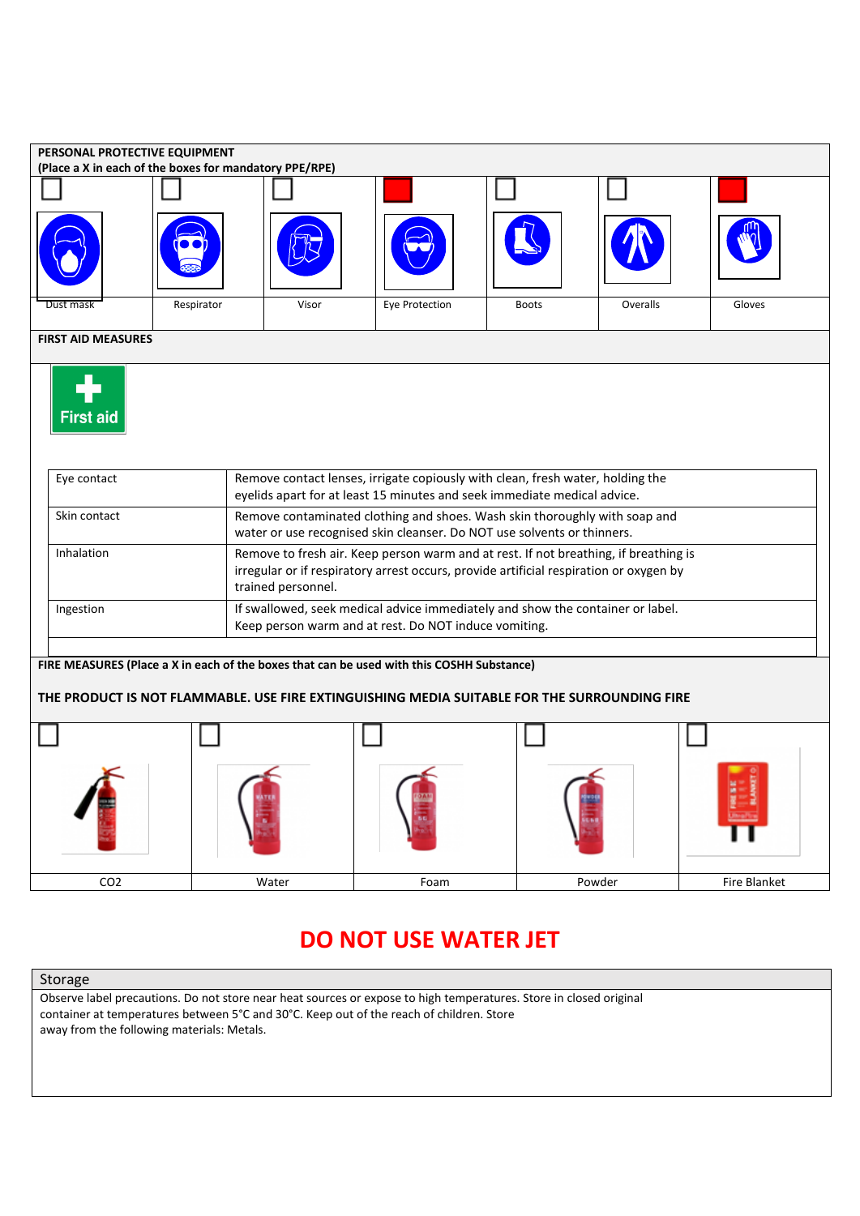## PERSONAL PROTECTIVE EQUIPMENT

**(Place a X in each of the boxes for mandatory PPE/RPE)**

| Dust mask | Respirator | Visor | Eye Protection | Boots | Overalls | Gloves |
|---|---|---|---|---|---|---|
| ☐ | ☐ | ☐ | ■ | ☐ | ☐ | ■ |

## FIRST AID MEASURES

First aid

| | |
|---|---|
| Eye contact | Remove contact lenses, irrigate copiously with clean, fresh water, holding the eyelids apart for at least 15 minutes and seek immediate medical advice. |
| Skin contact | Remove contaminated clothing and shoes. Wash skin thoroughly with soap and water or use recognised skin cleanser. Do NOT use solvents or thinners. |
| Inhalation | Remove to fresh air. Keep person warm and at rest. If not breathing, if breathing is irregular or if respiratory arrest occurs, provide artificial respiration or oxygen by trained personnel. |
| Ingestion | If swallowed, seek medical advice immediately and show the container or label. Keep person warm and at rest. Do NOT induce vomiting. |

## FIRE MEASURES (Place a X in each of the boxes that can be used with this COSHH Substance)

**THE PRODUCT IS NOT FLAMMABLE. USE FIRE EXTINGUISHING MEDIA SUITABLE FOR THE SURROUNDING FIRE**

| $CO_2$ | Water | Foam | Powder | Fire Blanket |
|---|---|---|---|---|
| ☐ | ☐ | ☐ | ☐ | ☐ |

# DO NOT USE WATER JET

## Storage

Observe label precautions. Do not store near heat sources or expose to high temperatures. Store in closed original container at temperatures between 5°C and 30°C. Keep out of the reach of children. Store away from the following materials: Metals.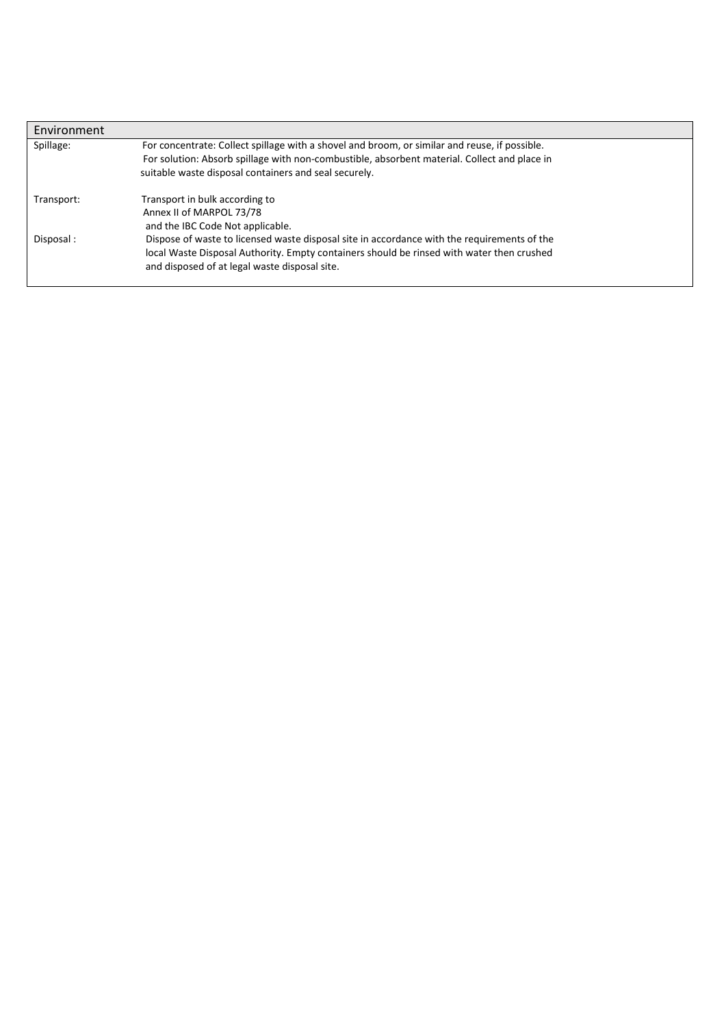| Environment | |
|---|---|
| Spillage: | For concentrate: Collect spillage with a shovel and broom, or similar and reuse, if possible. For solution: Absorb spillage with non-combustible, absorbent material. Collect and place in suitable waste disposal containers and seal securely. |
| Transport: | Transport in bulk according to Annex II of MARPOL 73/78 and the IBC Code Not applicable. |
| Disposal : | Dispose of waste to licensed waste disposal site in accordance with the requirements of the local Waste Disposal Authority. Empty containers should be rinsed with water then crushed and disposed of at legal waste disposal site. |